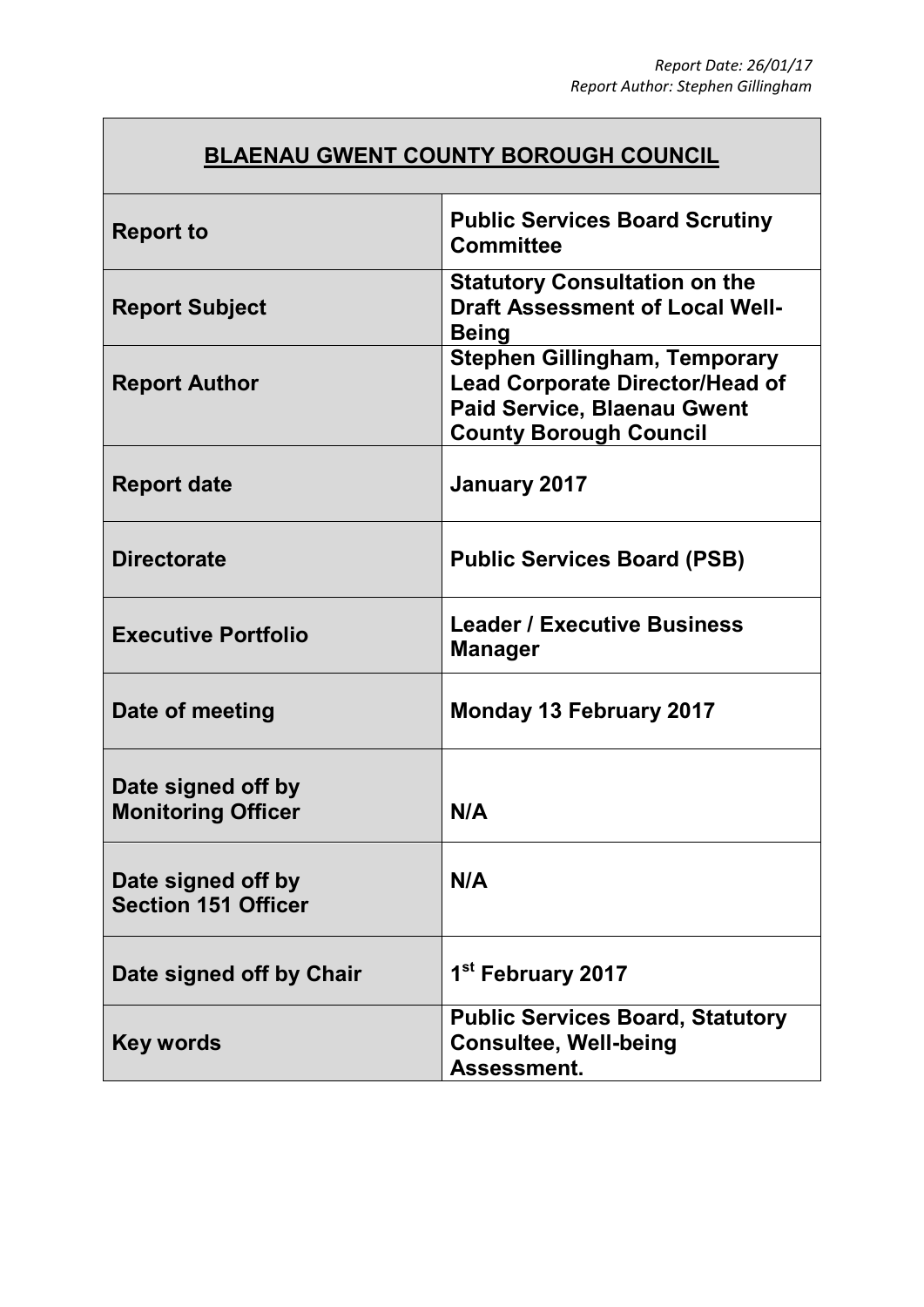*Report Date: 26/01/17*
*Report Author: Stephen Gillingham*

| **BLAENAU GWENT COUNTY BOROUGH COUNCIL** | |
|---|---|
| **Report to** | **Public Services Board Scrutiny Committee** |
| **Report Subject** | **Statutory Consultation on the Draft Assessment of Local Well-Being** |
| **Report Author** | **Stephen Gillingham, Temporary Lead Corporate Director/Head of Paid Service, Blaenau Gwent County Borough Council** |
| **Report date** | **January 2017** |
| **Directorate** | **Public Services Board (PSB)** |
| **Executive Portfolio** | **Leader / Executive Business Manager** |
| **Date of meeting** | **Monday 13 February 2017** |
| **Date signed off by Monitoring Officer** | **N/A** |
| **Date signed off by Section 151 Officer** | **N/A** |
| **Date signed off by Chair** | **1st February 2017** |
| **Key words** | **Public Services Board, Statutory Consultee, Well-being Assessment.** |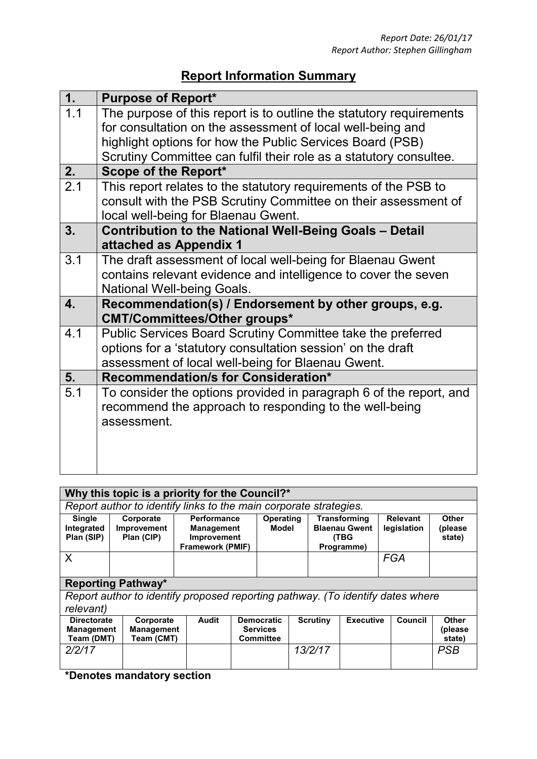*Report Date: 26/01/17*
*Report Author: Stephen Gillingham*

# Report Information Summary

| 1. | Purpose of Report* |
|---|---|
| 1.1 | The purpose of this report is to outline the statutory requirements for consultation on the assessment of local well-being and highlight options for how the Public Services Board (PSB) Scrutiny Committee can fulfil their role as a statutory consultee. |
| **2.** | **Scope of the Report*** |
| 2.1 | This report relates to the statutory requirements of the PSB to consult with the PSB Scrutiny Committee on their assessment of local well-being for Blaenau Gwent. |
| **3.** | **Contribution to the National Well-Being Goals – Detail attached as Appendix 1** |
| 3.1 | The draft assessment of local well-being for Blaenau Gwent contains relevant evidence and intelligence to cover the seven National Well-being Goals. |
| **4.** | **Recommendation(s) / Endorsement by other groups, e.g. CMT/Committees/Other groups*** |
| 4.1 | Public Services Board Scrutiny Committee take the preferred options for a 'statutory consultation session' on the draft assessment of local well-being for Blaenau Gwent. |
| **5.** | **Recommendation/s for Consideration*** |
| 5.1 | To consider the options provided in paragraph 6 of the report, and recommend the approach to responding to the well-being assessment. |

**Why this topic is a priority for the Council?***

*Report author to identify links to the main corporate strategies.*

| Single Integrated Plan (SIP) | Corporate Improvement Plan (CIP) | Performance Management Improvement Framework (PMIF) | Operating Model | Transforming Blaenau Gwent (TBG Programme) | Relevant legislation | Other (please state) |
|---|---|---|---|---|---|---|
| X | | | | | *FGA* | |

**Reporting Pathway***

*Report author to identify proposed reporting pathway. (To identify dates where relevant)*

| Directorate Management Team (DMT) | Corporate Management Team (CMT) | Audit | Democratic Services Committee | Scrutiny | Executive | Council | Other (please state) |
|---|---|---|---|---|---|---|---|
| *2/2/17* | | | | *13/2/17* | | | *PSB* |

**\*Denotes mandatory section**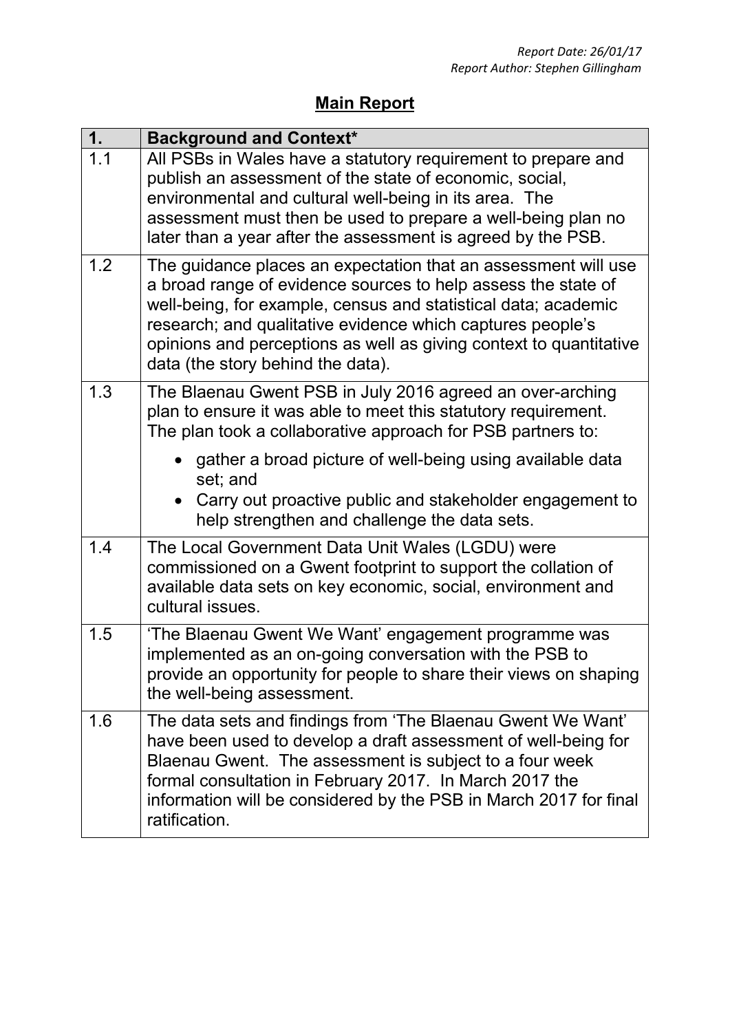*Report Date: 26/01/17*
*Report Author: Stephen Gillingham*

# Main Report

| 1. | Background and Context* |
|---|---|
| 1.1 | All PSBs in Wales have a statutory requirement to prepare and publish an assessment of the state of economic, social, environmental and cultural well-being in its area. The assessment must then be used to prepare a well-being plan no later than a year after the assessment is agreed by the PSB. |
| 1.2 | The guidance places an expectation that an assessment will use a broad range of evidence sources to help assess the state of well-being, for example, census and statistical data; academic research; and qualitative evidence which captures people's opinions and perceptions as well as giving context to quantitative data (the story behind the data). |
| 1.3 | The Blaenau Gwent PSB in July 2016 agreed an over-arching plan to ensure it was able to meet this statutory requirement. The plan took a collaborative approach for PSB partners to:<br>• gather a broad picture of well-being using available data set; and<br>• Carry out proactive public and stakeholder engagement to help strengthen and challenge the data sets. |
| 1.4 | The Local Government Data Unit Wales (LGDU) were commissioned on a Gwent footprint to support the collation of available data sets on key economic, social, environment and cultural issues. |
| 1.5 | 'The Blaenau Gwent We Want' engagement programme was implemented as an on-going conversation with the PSB to provide an opportunity for people to share their views on shaping the well-being assessment. |
| 1.6 | The data sets and findings from 'The Blaenau Gwent We Want' have been used to develop a draft assessment of well-being for Blaenau Gwent. The assessment is subject to a four week formal consultation in February 2017. In March 2017 the information will be considered by the PSB in March 2017 for final ratification. |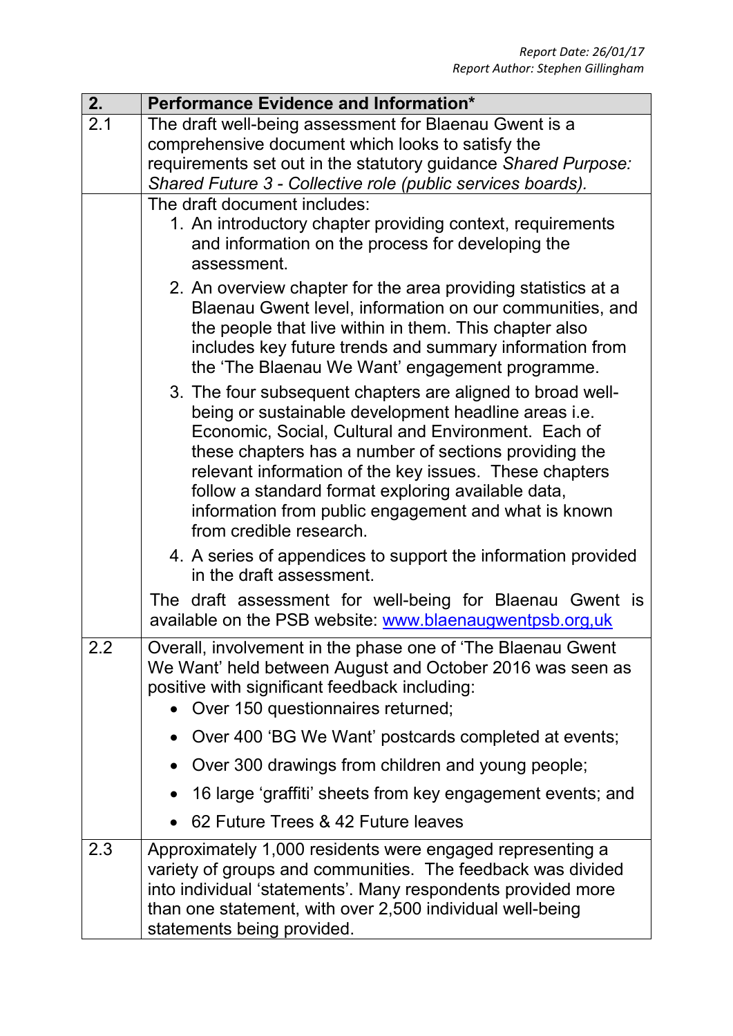| 2. | **Performance Evidence and Information*** |
|---|---|
| 2.1 | The draft well-being assessment for Blaenau Gwent is a comprehensive document which looks to satisfy the requirements set out in the statutory guidance *Shared Purpose: Shared Future 3 - Collective role (public services boards).* |
| | The draft document includes:<br>1. An introductory chapter providing context, requirements and information on the process for developing the assessment.<br>2. An overview chapter for the area providing statistics at a Blaenau Gwent level, information on our communities, and the people that live within in them. This chapter also includes key future trends and summary information from the 'The Blaenau We Want' engagement programme.<br>3. The four subsequent chapters are aligned to broad well-being or sustainable development headline areas i.e. Economic, Social, Cultural and Environment. Each of these chapters has a number of sections providing the relevant information of the key issues. These chapters follow a standard format exploring available data, information from public engagement and what is known from credible research.<br>4. A series of appendices to support the information provided in the draft assessment.<br><br>The draft assessment for well-being for Blaenau Gwent is available on the PSB website: www.blaenaugwentpsb.org,uk |
| 2.2 | Overall, involvement in the phase one of 'The Blaenau Gwent We Want' held between August and October 2016 was seen as positive with significant feedback including:<br>• Over 150 questionnaires returned;<br>• Over 400 'BG We Want' postcards completed at events;<br>• Over 300 drawings from children and young people;<br>• 16 large 'graffiti' sheets from key engagement events; and<br>• 62 Future Trees & 42 Future leaves |
| 2.3 | Approximately 1,000 residents were engaged representing a variety of groups and communities. The feedback was divided into individual 'statements'. Many respondents provided more than one statement, with over 2,500 individual well-being statements being provided. |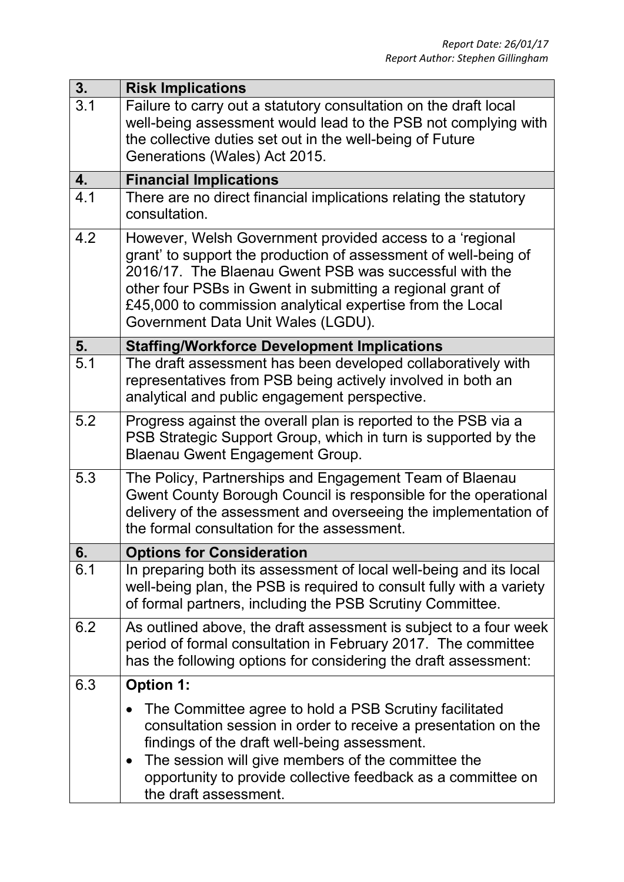| 3. | **Risk Implications** |
|---|---|
| 3.1 | Failure to carry out a statutory consultation on the draft local well-being assessment would lead to the PSB not complying with the collective duties set out in the well-being of Future Generations (Wales) Act 2015. |
| **4.** | **Financial Implications** |
| 4.1 | There are no direct financial implications relating the statutory consultation. |
| 4.2 | However, Welsh Government provided access to a 'regional grant' to support the production of assessment of well-being of 2016/17. The Blaenau Gwent PSB was successful with the other four PSBs in Gwent in submitting a regional grant of £45,000 to commission analytical expertise from the Local Government Data Unit Wales (LGDU). |
| **5.** | **Staffing/Workforce Development Implications** |
| 5.1 | The draft assessment has been developed collaboratively with representatives from PSB being actively involved in both an analytical and public engagement perspective. |
| 5.2 | Progress against the overall plan is reported to the PSB via a PSB Strategic Support Group, which in turn is supported by the Blaenau Gwent Engagement Group. |
| 5.3 | The Policy, Partnerships and Engagement Team of Blaenau Gwent County Borough Council is responsible for the operational delivery of the assessment and overseeing the implementation of the formal consultation for the assessment. |
| **6.** | **Options for Consideration** |
| 6.1 | In preparing both its assessment of local well-being and its local well-being plan, the PSB is required to consult fully with a variety of formal partners, including the PSB Scrutiny Committee. |
| 6.2 | As outlined above, the draft assessment is subject to a four week period of formal consultation in February 2017. The committee has the following options for considering the draft assessment: |
| 6.3 | **Option 1:**<br>• The Committee agree to hold a PSB Scrutiny facilitated consultation session in order to receive a presentation on the findings of the draft well-being assessment.<br>• The session will give members of the committee the opportunity to provide collective feedback as a committee on the draft assessment. |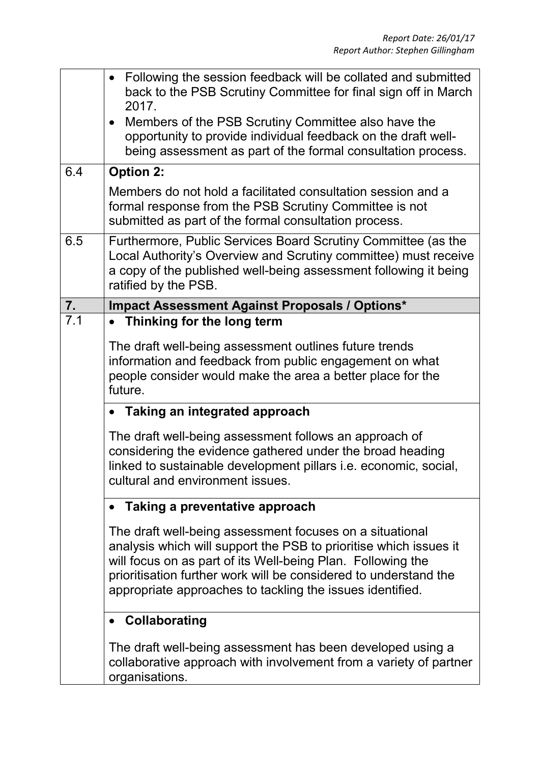| | |
|---|---|
| | • Following the session feedback will be collated and submitted back to the PSB Scrutiny Committee for final sign off in March 2017.<br>• Members of the PSB Scrutiny Committee also have the opportunity to provide individual feedback on the draft well-being assessment as part of the formal consultation process. |
| 6.4 | **Option 2:**<br><br>Members do not hold a facilitated consultation session and a formal response from the PSB Scrutiny Committee is not submitted as part of the formal consultation process. |
| 6.5 | Furthermore, Public Services Board Scrutiny Committee (as the Local Authority's Overview and Scrutiny committee) must receive a copy of the published well-being assessment following it being ratified by the PSB. |
| **7.** | **Impact Assessment Against Proposals / Options*** |
| 7.1 | • **Thinking for the long term**<br><br>The draft well-being assessment outlines future trends information and feedback from public engagement on what people consider would make the area a better place for the future. |
| | • **Taking an integrated approach**<br><br>The draft well-being assessment follows an approach of considering the evidence gathered under the broad heading linked to sustainable development pillars i.e. economic, social, cultural and environment issues. |
| | • **Taking a preventative approach**<br><br>The draft well-being assessment focuses on a situational analysis which will support the PSB to prioritise which issues it will focus on as part of its Well-being Plan. Following the prioritisation further work will be considered to understand the appropriate approaches to tackling the issues identified. |
| | • **Collaborating**<br><br>The draft well-being assessment has been developed using a collaborative approach with involvement from a variety of partner organisations. |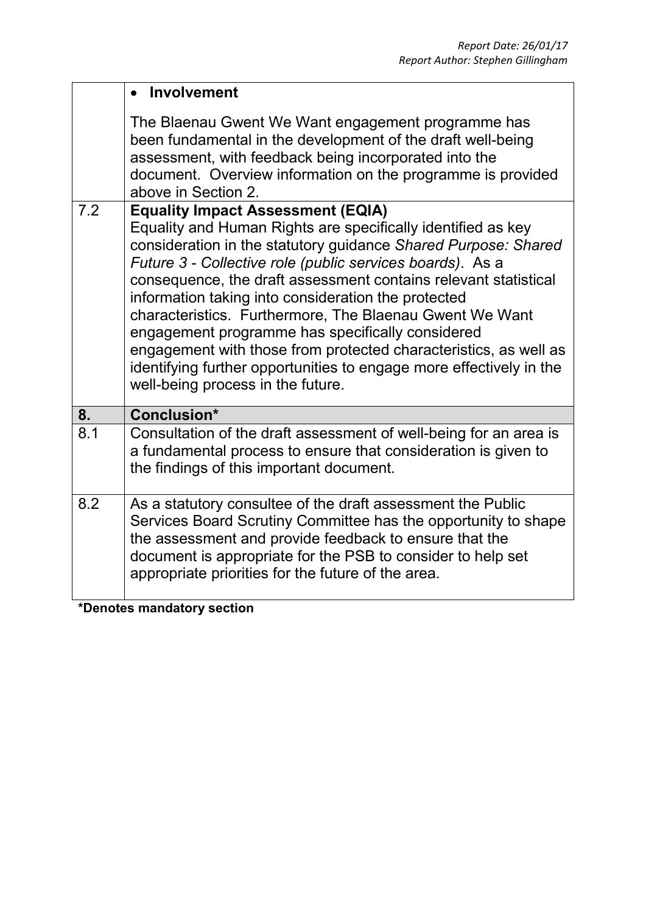| | |
|---|---|
| | • **Involvement**<br><br>The Blaenau Gwent We Want engagement programme has been fundamental in the development of the draft well-being assessment, with feedback being incorporated into the document. Overview information on the programme is provided above in Section 2. |
| 7.2 | **Equality Impact Assessment (EQIA)**<br>Equality and Human Rights are specifically identified as key consideration in the statutory guidance *Shared Purpose: Shared Future 3 - Collective role (public services boards)*. As a consequence, the draft assessment contains relevant statistical information taking into consideration the protected characteristics. Furthermore, The Blaenau Gwent We Want engagement programme has specifically considered engagement with those from protected characteristics, as well as identifying further opportunities to engage more effectively in the well-being process in the future. |
| **8.** | **Conclusion*** |
| 8.1 | Consultation of the draft assessment of well-being for an area is a fundamental process to ensure that consideration is given to the findings of this important document. |
| 8.2 | As a statutory consultee of the draft assessment the Public Services Board Scrutiny Committee has the opportunity to shape the assessment and provide feedback to ensure that the document is appropriate for the PSB to consider to help set appropriate priorities for the future of the area. |

**\*Denotes mandatory section**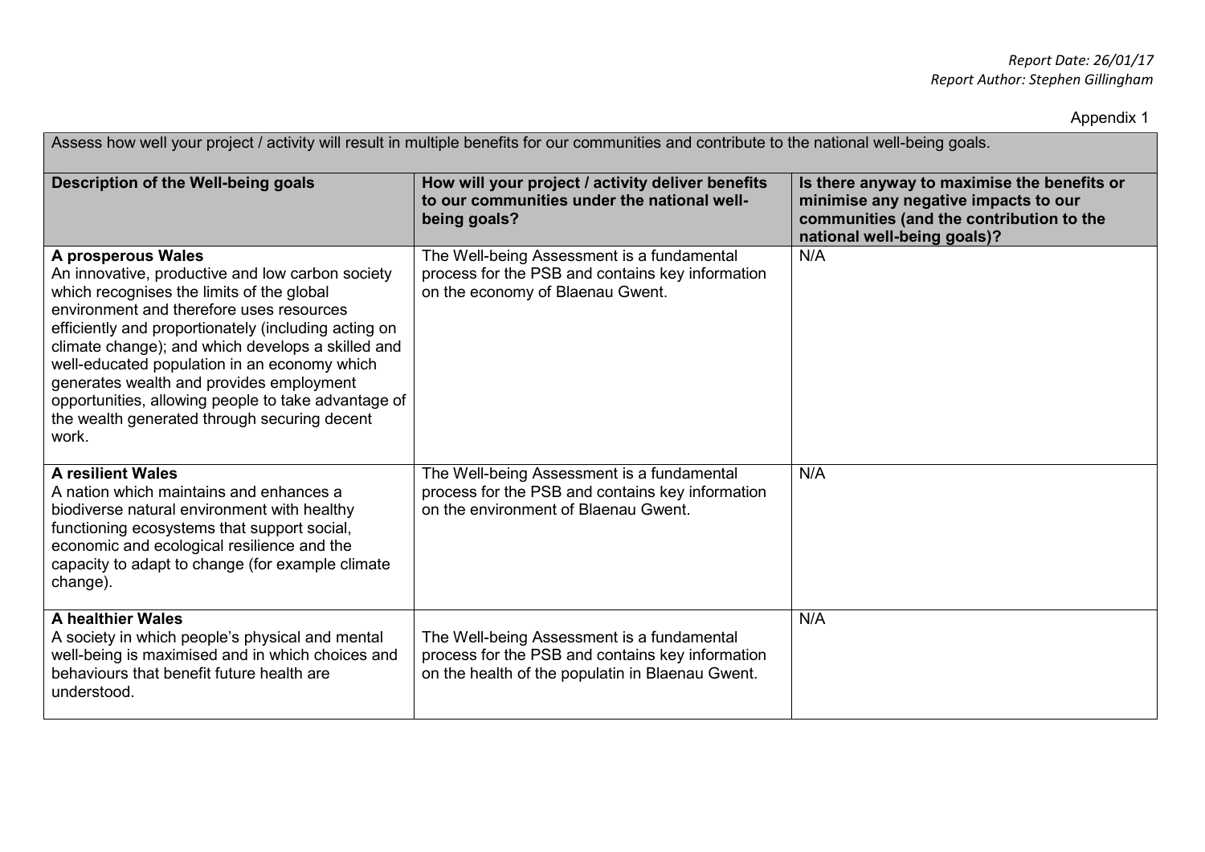*Report Date: 26/01/17*
*Report Author: Stephen Gillingham*

Appendix 1

| Assess how well your project / activity will result in multiple benefits for our communities and contribute to the national well-being goals. | | |
|---|---|---|
| **Description of the Well-being goals** | **How will your project / activity deliver benefits to our communities under the national well-being goals?** | **Is there anyway to maximise the benefits or minimise any negative impacts to our communities (and the contribution to the national well-being goals)?** |
| **A prosperous Wales**<br>An innovative, productive and low carbon society which recognises the limits of the global environment and therefore uses resources efficiently and proportionately (including acting on climate change); and which develops a skilled and well-educated population in an economy which generates wealth and provides employment opportunities, allowing people to take advantage of the wealth generated through securing decent work. | The Well-being Assessment is a fundamental process for the PSB and contains key information on the economy of Blaenau Gwent. | N/A |
| **A resilient Wales**<br>A nation which maintains and enhances a biodiverse natural environment with healthy functioning ecosystems that support social, economic and ecological resilience and the capacity to adapt to change (for example climate change). | The Well-being Assessment is a fundamental process for the PSB and contains key information on the environment of Blaenau Gwent. | N/A |
| **A healthier Wales**<br>A society in which people's physical and mental well-being is maximised and in which choices and behaviours that benefit future health are understood. | The Well-being Assessment is a fundamental process for the PSB and contains key information on the health of the populatin in Blaenau Gwent. | N/A |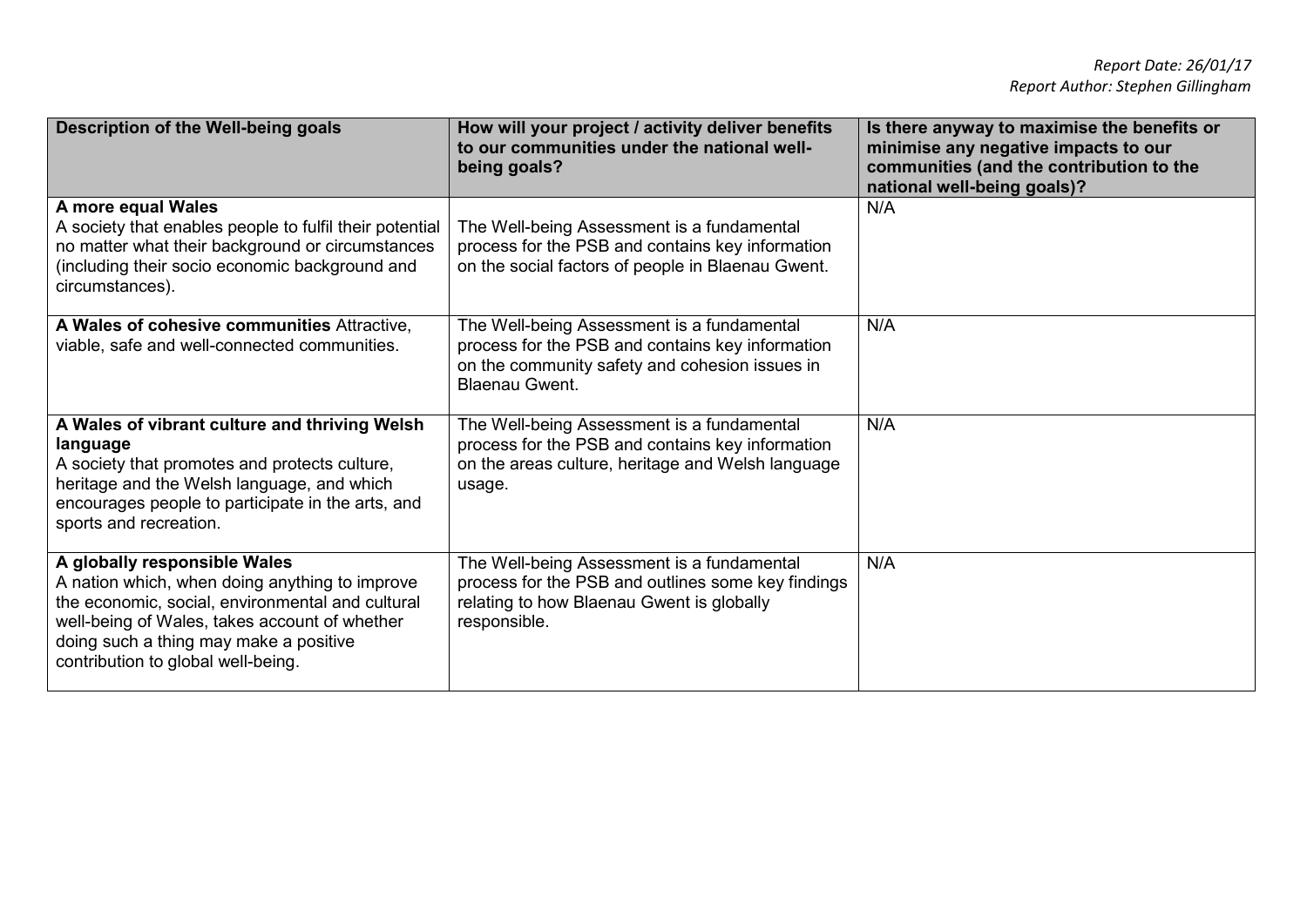*Report Date: 26/01/17*
*Report Author: Stephen Gillingham*

| Description of the Well-being goals | How will your project / activity deliver benefits to our communities under the national well-being goals? | Is there anyway to maximise the benefits or minimise any negative impacts to our communities (and the contribution to the national well-being goals)? |
|---|---|---|
| **A more equal Wales** A society that enables people to fulfil their potential no matter what their background or circumstances (including their socio economic background and circumstances). | The Well-being Assessment is a fundamental process for the PSB and contains key information on the social factors of people in Blaenau Gwent. | N/A |
| **A Wales of cohesive communities** Attractive, viable, safe and well-connected communities. | The Well-being Assessment is a fundamental process for the PSB and contains key information on the community safety and cohesion issues in Blaenau Gwent. | N/A |
| **A Wales of vibrant culture and thriving Welsh language** A society that promotes and protects culture, heritage and the Welsh language, and which encourages people to participate in the arts, and sports and recreation. | The Well-being Assessment is a fundamental process for the PSB and contains key information on the areas culture, heritage and Welsh language usage. | N/A |
| **A globally responsible Wales** A nation which, when doing anything to improve the economic, social, environmental and cultural well-being of Wales, takes account of whether doing such a thing may make a positive contribution to global well-being. | The Well-being Assessment is a fundamental process for the PSB and outlines some key findings relating to how Blaenau Gwent is globally responsible. | N/A |